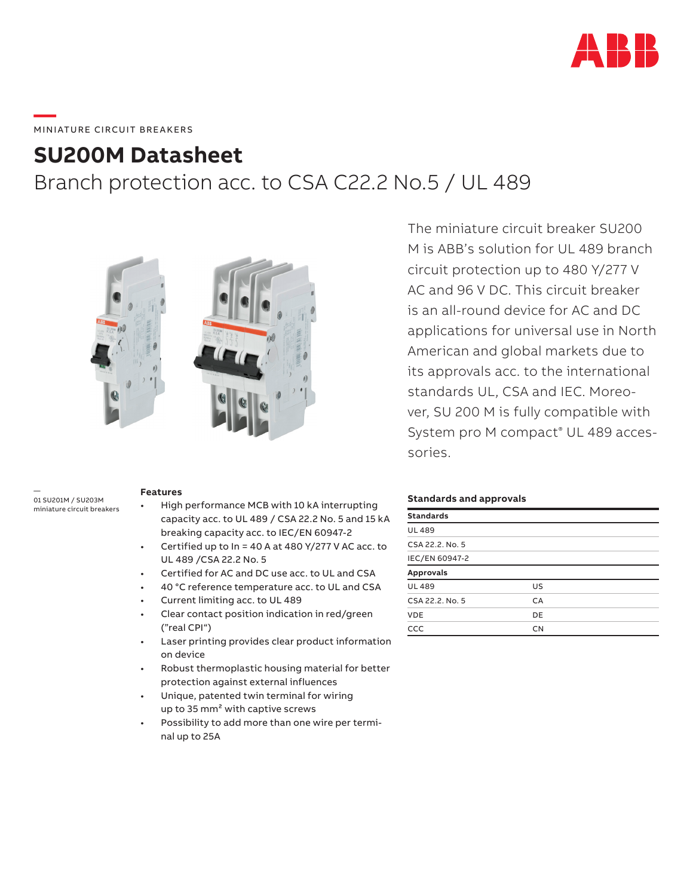MINIATURE CIRCUIT BREAKERS

# SU200M Datasheet

## Branch protection acc. to CSA C22.2 No.5 / UL 489

The miniature circuit breaker SU200 M is ABB's solution for UL 489 branch circuit protection up to 480 Y/277 V AC and 96 V DC. This circuit breaker is an all-round device for AC and DC applications for universal use in North American and global markets due to its approvals acc. to the international standards UL, CSA and IEC. Moreover, SU 200 M is fully compatible with System pro M compact® UL 489 accessories.

—
01 SU201M / SU203M miniature circuit breakers

### Features

- High performance MCB with 10 kA interrupting capacity acc. to UL 489 / CSA 22.2 No. 5 and 15 kA breaking capacity acc. to IEC/EN 60947-2
- Certified up to In = 40 A at 480 Y/277 V AC acc. to UL 489 /CSA 22.2 No. 5
- Certified for AC and DC use acc. to UL and CSA
- 40 °C reference temperature acc. to UL and CSA
- Current limiting acc. to UL 489
- Clear contact position indication in red/green ("real CPI")
- Laser printing provides clear product information on device
- Robust thermoplastic housing material for better protection against external influences
- Unique, patented twin terminal for wiring up to 35 mm² with captive screws
- Possibility to add more than one wire per terminal up to 25A

### Standards and approvals

| **Standards** | |
|---|---|
| UL 489 | |
| CSA 22.2. No. 5 | |
| IEC/EN 60947-2 | |
| **Approvals** | |
| UL 489 | US |
| CSA 22.2. No. 5 | CA |
| VDE | DE |
| CCC | CN |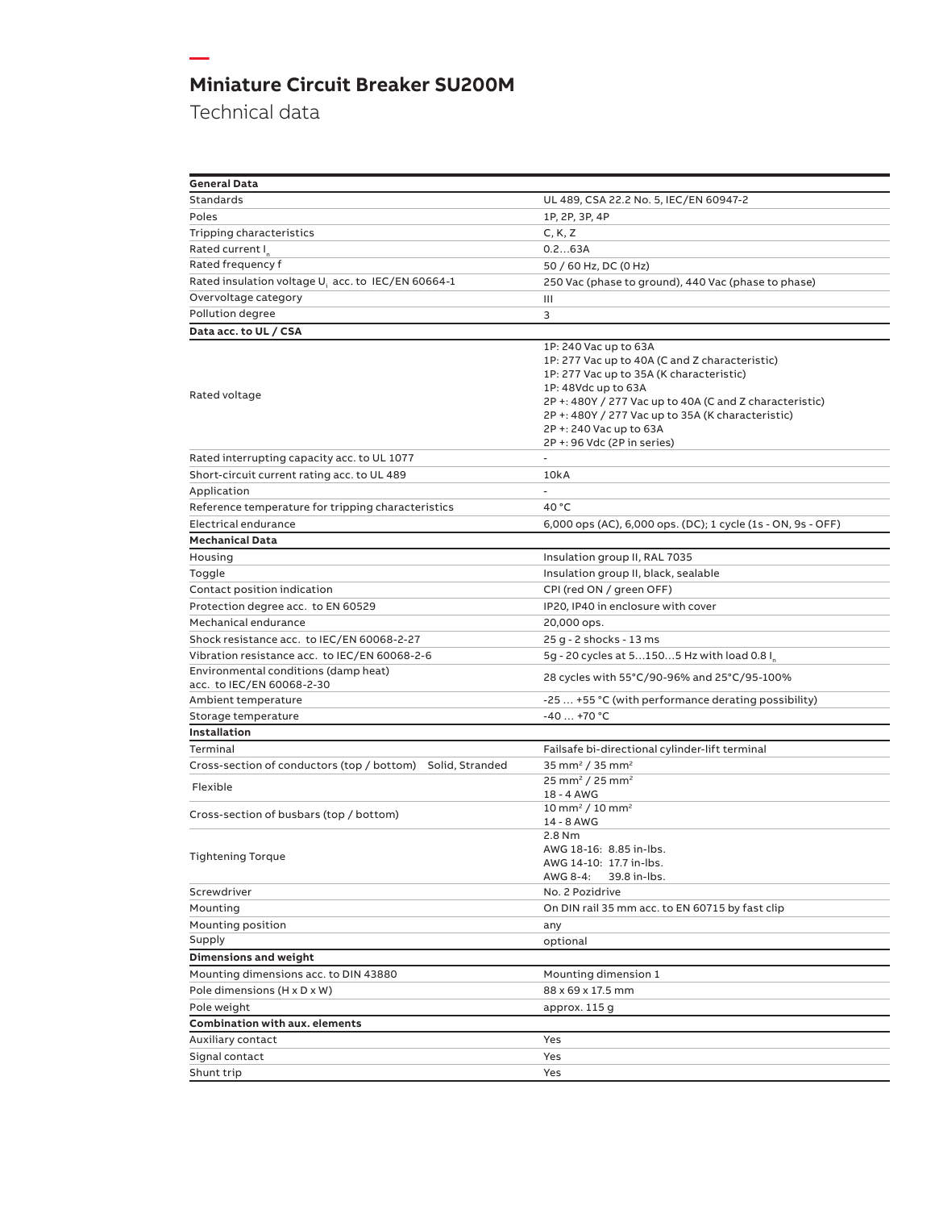# Miniature Circuit Breaker SU200M

## Technical data

| General Data | |
|---|---|
| Standards | UL 489, CSA 22.2 No. 5, IEC/EN 60947-2 |
| Poles | 1P, 2P, 3P, 4P |
| Tripping characteristics | C, K, Z |
| Rated current $I_n$ | 0.2…63A |
| Rated frequency f | 50 / 60 Hz, DC (0 Hz) |
| Rated insulation voltage $U_i$ acc. to IEC/EN 60664-1 | 250 Vac (phase to ground), 440 Vac (phase to phase) |
| Overvoltage category | III |
| Pollution degree | 3 |
| **Data acc. to UL / CSA** | |
| Rated voltage | 1P: 240 Vac up to 63A<br>1P: 277 Vac up to 40A (C and Z characteristic)<br>1P: 277 Vac up to 35A (K characteristic)<br>1P: 48Vdc up to 63A<br>2P +: 480Y / 277 Vac up to 40A (C and Z characteristic)<br>2P +: 480Y / 277 Vac up to 35A (K characteristic)<br>2P +: 240 Vac up to 63A<br>2P +: 96 Vdc (2P in series) |
| Rated interrupting capacity acc. to UL 1077 | - |
| Short-circuit current rating acc. to UL 489 | 10kA |
| Application | - |
| Reference temperature for tripping characteristics | 40 °C |
| Electrical endurance | 6,000 ops (AC), 6,000 ops. (DC); 1 cycle (1s - ON, 9s - OFF) |
| **Mechanical Data** | |
| Housing | Insulation group II, RAL 7035 |
| Toggle | Insulation group II, black, sealable |
| Contact position indication | CPI (red ON / green OFF) |
| Protection degree acc. to EN 60529 | IP20, IP40 in enclosure with cover |
| Mechanical endurance | 20,000 ops. |
| Shock resistance acc. to IEC/EN 60068-2-27 | 25 g - 2 shocks - 13 ms |
| Vibration resistance acc. to IEC/EN 60068-2-6 | 5g - 20 cycles at 5…150…5 Hz with load 0.8 $I_n$ |
| Environmental conditions (damp heat) acc. to IEC/EN 60068-2-30 | 28 cycles with 55°C/90-96% and 25°C/95-100% |
| Ambient temperature | -25 … +55 °C (with performance derating possibility) |
| Storage temperature | -40 … +70 °C |
| **Installation** | |
| Terminal | Failsafe bi-directional cylinder-lift terminal |
| Cross-section of conductors (top / bottom) Solid, Stranded | 35 mm² / 35 mm² |
| Flexible | 25 mm² / 25 mm²<br>18 - 4 AWG |
| Cross-section of busbars (top / bottom) | 10 mm² / 10 mm²<br>14 - 8 AWG |
| Tightening Torque | 2.8 Nm<br>AWG 18-16: 8.85 in-lbs.<br>AWG 14-10: 17.7 in-lbs.<br>AWG 8-4: 39.8 in-lbs. |
| Screwdriver | No. 2 Pozidrive |
| Mounting | On DIN rail 35 mm acc. to EN 60715 by fast clip |
| Mounting position | any |
| Supply | optional |
| **Dimensions and weight** | |
| Mounting dimensions acc. to DIN 43880 | Mounting dimension 1 |
| Pole dimensions (H x D x W) | 88 x 69 x 17.5 mm |
| Pole weight | approx. 115 g |
| **Combination with aux. elements** | |
| Auxiliary contact | Yes |
| Signal contact | Yes |
| Shunt trip | Yes |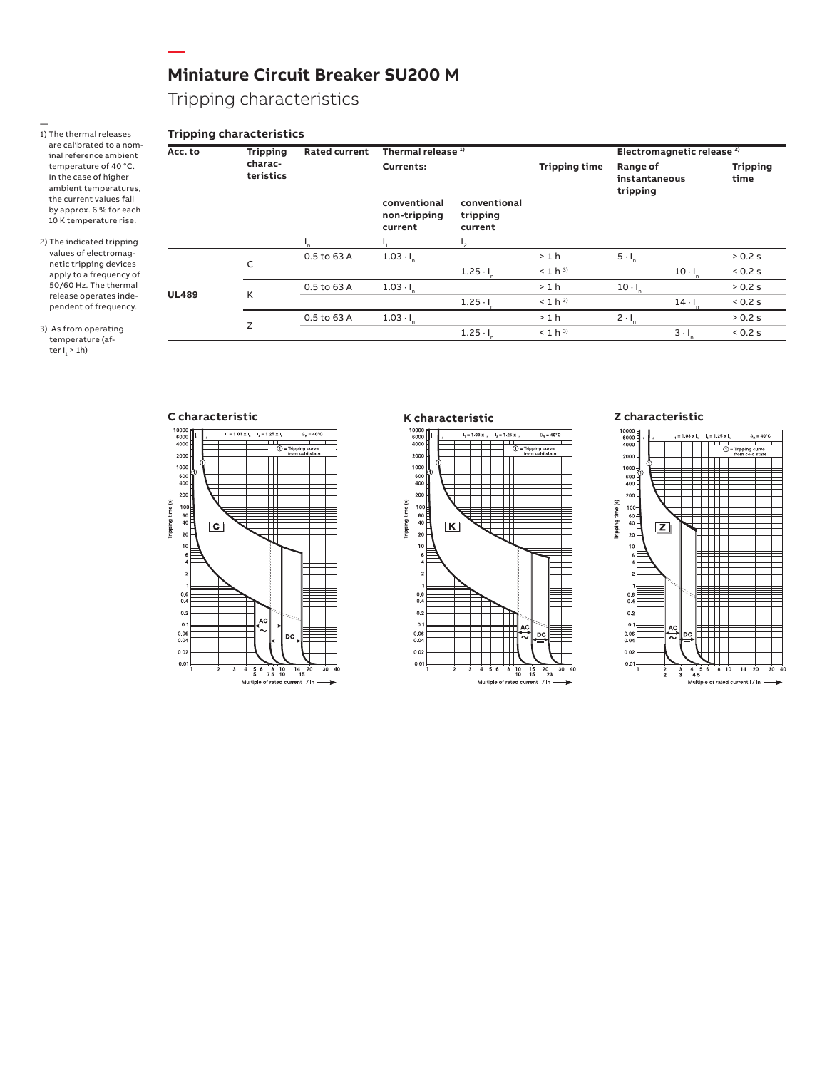# Miniature Circuit Breaker SU200 M

## Tripping characteristics

1) The thermal releases are calibrated to a nominal reference ambient temperature of 40 °C. In the case of higher ambient temperatures, the current values fall by approx. 6 % for each 10 K temperature rise.

2) The indicated tripping values of electromagnetic tripping devices apply to a frequency of 50/60 Hz. The thermal release operates independent of frequency.

3) As from operating temperature (after $I_1$ > 1h)

### Tripping characteristics

| Acc. to | Tripping characteristics | Rated current | Thermal release [1] | | | Electromagnetic release [2] | | |
|---|---|---|---|---|---|---|---|---|
| | | | Currents: | | Tripping time | Range of instantaneous tripping | | Tripping time |
| | | | conventional non-tripping current | conventional tripping current | | | | |
| | | $I_n$ | $I_1$ | $I_2$ | | | | |
| UL489 | C | 0.5 to 63 A | $1.03 \cdot I_n$ | | > 1 h | $5 \cdot I_n$ | | > 0.2 s |
| | | | | $1.25 \cdot I_n$ | < 1 h [3] | | $10 \cdot I_n$ | < 0.2 s |
| | K | 0.5 to 63 A | $1.03 \cdot I_n$ | | > 1 h | $10 \cdot I_n$ | | > 0.2 s |
| | | | | $1.25 \cdot I_n$ | < 1 h [3] | | $14 \cdot I_n$ | < 0.2 s |
| | Z | 0.5 to 63 A | $1.03 \cdot I_n$ | | > 1 h | $2 \cdot I_n$ | | > 0.2 s |
| | | | | $1.25 \cdot I_n$ | < 1 h [3] | | $3 \cdot I_n$ | < 0.2 s |

**C characteristic**

**K characteristic**

**Z characteristic**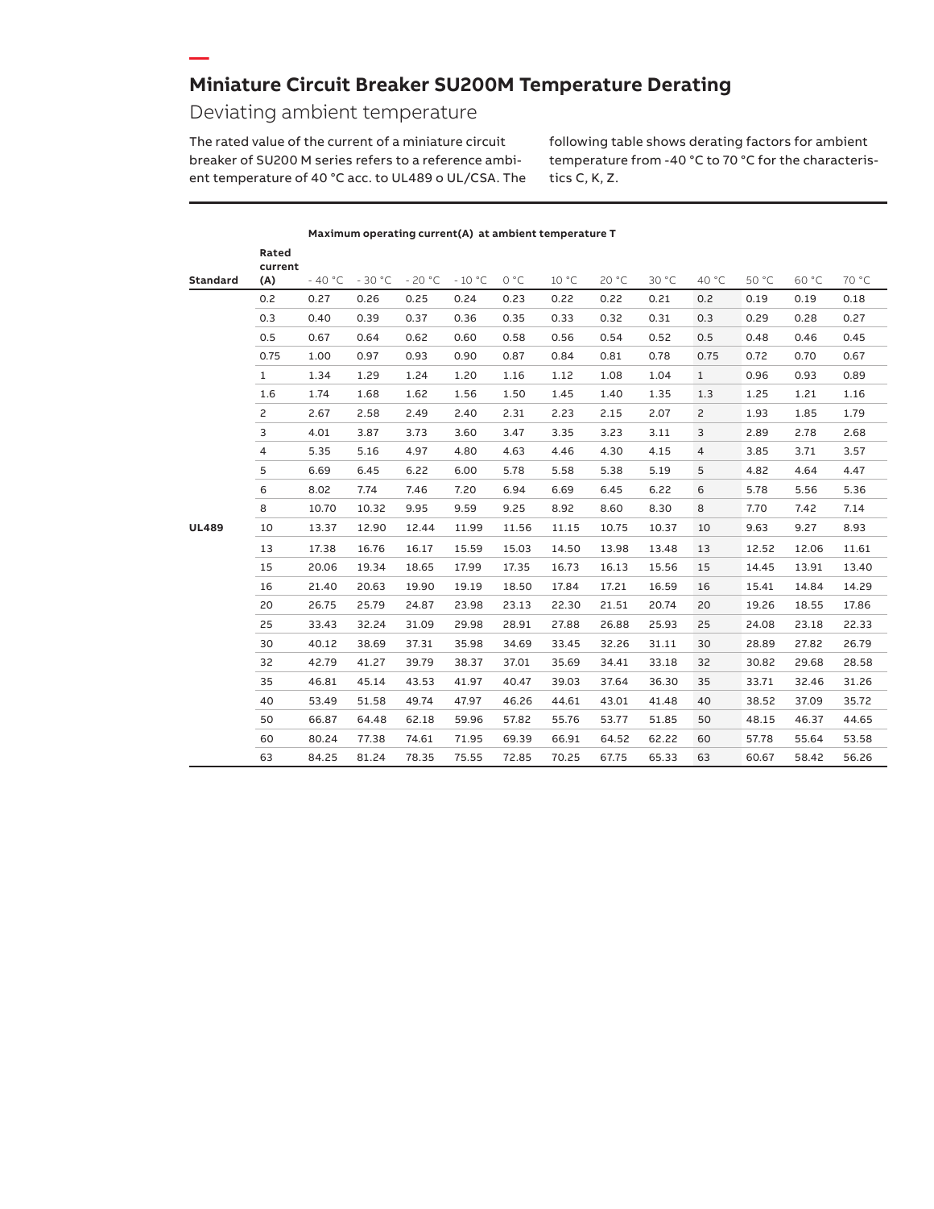# Miniature Circuit Breaker SU200M Temperature Derating

## Deviating ambient temperature

The rated value of the current of a miniature circuit breaker of SU200 M series refers to a reference ambient temperature of 40 °C acc. to UL489 o UL/CSA. The following table shows derating factors for ambient temperature from -40 °C to 70 °C for the characteristics C, K, Z.

| | | Maximum operating current(A) at ambient temperature T | | | | | | | | | | | |
|---|---|---|---|---|---|---|---|---|---|---|---|---|---|
| Standard | Rated current (A) | - 40 °C | - 30 °C | - 20 °C | - 10 °C | 0 °C | 10 °C | 20 °C | 30 °C | 40 °C | 50 °C | 60 °C | 70 °C |
| UL489 | 0.2 | 0.27 | 0.26 | 0.25 | 0.24 | 0.23 | 0.22 | 0.22 | 0.21 | 0.2 | 0.19 | 0.19 | 0.18 |
| | 0.3 | 0.40 | 0.39 | 0.37 | 0.36 | 0.35 | 0.33 | 0.32 | 0.31 | 0.3 | 0.29 | 0.28 | 0.27 |
| | 0.5 | 0.67 | 0.64 | 0.62 | 0.60 | 0.58 | 0.56 | 0.54 | 0.52 | 0.5 | 0.48 | 0.46 | 0.45 |
| | 0.75 | 1.00 | 0.97 | 0.93 | 0.90 | 0.87 | 0.84 | 0.81 | 0.78 | 0.75 | 0.72 | 0.70 | 0.67 |
| | 1 | 1.34 | 1.29 | 1.24 | 1.20 | 1.16 | 1.12 | 1.08 | 1.04 | 1 | 0.96 | 0.93 | 0.89 |
| | 1.6 | 1.74 | 1.68 | 1.62 | 1.56 | 1.50 | 1.45 | 1.40 | 1.35 | 1.3 | 1.25 | 1.21 | 1.16 |
| | 2 | 2.67 | 2.58 | 2.49 | 2.40 | 2.31 | 2.23 | 2.15 | 2.07 | 2 | 1.93 | 1.85 | 1.79 |
| | 3 | 4.01 | 3.87 | 3.73 | 3.60 | 3.47 | 3.35 | 3.23 | 3.11 | 3 | 2.89 | 2.78 | 2.68 |
| | 4 | 5.35 | 5.16 | 4.97 | 4.80 | 4.63 | 4.46 | 4.30 | 4.15 | 4 | 3.85 | 3.71 | 3.57 |
| | 5 | 6.69 | 6.45 | 6.22 | 6.00 | 5.78 | 5.58 | 5.38 | 5.19 | 5 | 4.82 | 4.64 | 4.47 |
| | 6 | 8.02 | 7.74 | 7.46 | 7.20 | 6.94 | 6.69 | 6.45 | 6.22 | 6 | 5.78 | 5.56 | 5.36 |
| | 8 | 10.70 | 10.32 | 9.95 | 9.59 | 9.25 | 8.92 | 8.60 | 8.30 | 8 | 7.70 | 7.42 | 7.14 |
| | 10 | 13.37 | 12.90 | 12.44 | 11.99 | 11.56 | 11.15 | 10.75 | 10.37 | 10 | 9.63 | 9.27 | 8.93 |
| | 13 | 17.38 | 16.76 | 16.17 | 15.59 | 15.03 | 14.50 | 13.98 | 13.48 | 13 | 12.52 | 12.06 | 11.61 |
| | 15 | 20.06 | 19.34 | 18.65 | 17.99 | 17.35 | 16.73 | 16.13 | 15.56 | 15 | 14.45 | 13.91 | 13.40 |
| | 16 | 21.40 | 20.63 | 19.90 | 19.19 | 18.50 | 17.84 | 17.21 | 16.59 | 16 | 15.41 | 14.84 | 14.29 |
| | 20 | 26.75 | 25.79 | 24.87 | 23.98 | 23.13 | 22.30 | 21.51 | 20.74 | 20 | 19.26 | 18.55 | 17.86 |
| | 25 | 33.43 | 32.24 | 31.09 | 29.98 | 28.91 | 27.88 | 26.88 | 25.93 | 25 | 24.08 | 23.18 | 22.33 |
| | 30 | 40.12 | 38.69 | 37.31 | 35.98 | 34.69 | 33.45 | 32.26 | 31.11 | 30 | 28.89 | 27.82 | 26.79 |
| | 32 | 42.79 | 41.27 | 39.79 | 38.37 | 37.01 | 35.69 | 34.41 | 33.18 | 32 | 30.82 | 29.68 | 28.58 |
| | 35 | 46.81 | 45.14 | 43.53 | 41.97 | 40.47 | 39.03 | 37.64 | 36.30 | 35 | 33.71 | 32.46 | 31.26 |
| | 40 | 53.49 | 51.58 | 49.74 | 47.97 | 46.26 | 44.61 | 43.01 | 41.48 | 40 | 38.52 | 37.09 | 35.72 |
| | 50 | 66.87 | 64.48 | 62.18 | 59.96 | 57.82 | 55.76 | 53.77 | 51.85 | 50 | 48.15 | 46.37 | 44.65 |
| | 60 | 80.24 | 77.38 | 74.61 | 71.95 | 69.39 | 66.91 | 64.52 | 62.22 | 60 | 57.78 | 55.64 | 53.58 |
| | 63 | 84.25 | 81.24 | 78.35 | 75.55 | 72.85 | 70.25 | 67.75 | 65.33 | 63 | 60.67 | 58.42 | 56.26 |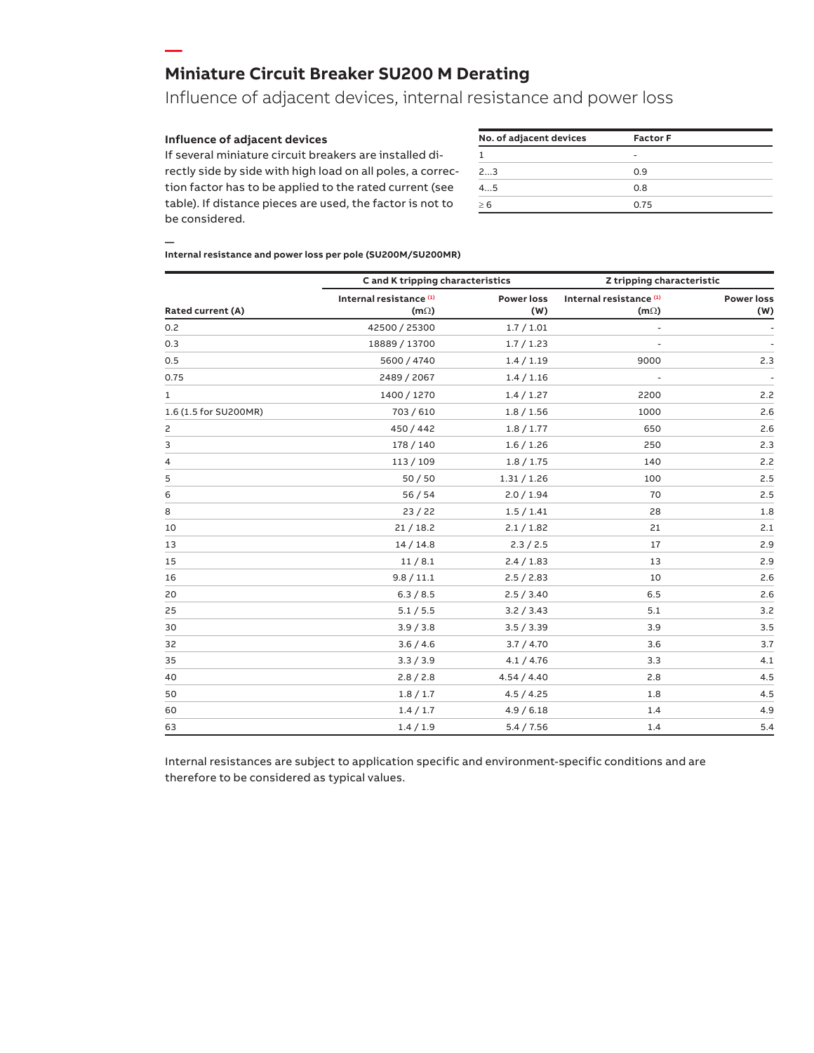# Miniature Circuit Breaker SU200 M Derating

Influence of adjacent devices, internal resistance and power loss

### Influence of adjacent devices

If several miniature circuit breakers are installed directly side by side with high load on all poles, a correction factor has to be applied to the rated current (see table). If distance pieces are used, the factor is not to be considered.

| No. of adjacent devices | Factor F |
| --- | --- |
| 1 | - |
| 2…3 | 0.9 |
| 4…5 | 0.8 |
| ≥ 6 | 0.75 |

**Internal resistance and power loss per pole (SU200M/SU200MR)**

| | C and K tripping characteristics | | Z tripping characteristic | |
| --- | --- | --- | --- | --- |
| Rated current (A) | Internal resistance [1] (mΩ) | Power loss (W) | Internal resistance [1] (mΩ) | Power loss (W) |
| 0.2 | 42500 / 25300 | 1.7 / 1.01 | - | - |
| 0.3 | 18889 / 13700 | 1.7 / 1.23 | - | - |
| 0.5 | 5600 / 4740 | 1.4 / 1.19 | 9000 | 2.3 |
| 0.75 | 2489 / 2067 | 1.4 / 1.16 | - | - |
| 1 | 1400 / 1270 | 1.4 / 1.27 | 2200 | 2.2 |
| 1.6 (1.5 for SU200MR) | 703 / 610 | 1.8 / 1.56 | 1000 | 2.6 |
| 2 | 450 / 442 | 1.8 / 1.77 | 650 | 2.6 |
| 3 | 178 / 140 | 1.6 / 1.26 | 250 | 2.3 |
| 4 | 113 / 109 | 1.8 / 1.75 | 140 | 2.2 |
| 5 | 50 / 50 | 1.31 / 1.26 | 100 | 2.5 |
| 6 | 56 / 54 | 2.0 / 1.94 | 70 | 2.5 |
| 8 | 23 / 22 | 1.5 / 1.41 | 28 | 1.8 |
| 10 | 21 / 18.2 | 2.1 / 1.82 | 21 | 2.1 |
| 13 | 14 / 14.8 | 2.3 / 2.5 | 17 | 2.9 |
| 15 | 11 / 8.1 | 2.4 / 1.83 | 13 | 2.9 |
| 16 | 9.8 / 11.1 | 2.5 / 2.83 | 10 | 2.6 |
| 20 | 6.3 / 8.5 | 2.5 / 3.40 | 6.5 | 2.6 |
| 25 | 5.1 / 5.5 | 3.2 / 3.43 | 5.1 | 3.2 |
| 30 | 3.9 / 3.8 | 3.5 / 3.39 | 3.9 | 3.5 |
| 32 | 3.6 / 4.6 | 3.7 / 4.70 | 3.6 | 3.7 |
| 35 | 3.3 / 3.9 | 4.1 / 4.76 | 3.3 | 4.1 |
| 40 | 2.8 / 2.8 | 4.54 / 4.40 | 2.8 | 4.5 |
| 50 | 1.8 / 1.7 | 4.5 / 4.25 | 1.8 | 4.5 |
| 60 | 1.4 / 1.7 | 4.9 / 6.18 | 1.4 | 4.9 |
| 63 | 1.4 / 1.9 | 5.4 / 7.56 | 1.4 | 5.4 |

Internal resistances are subject to application specific and environment-specific conditions and are therefore to be considered as typical values.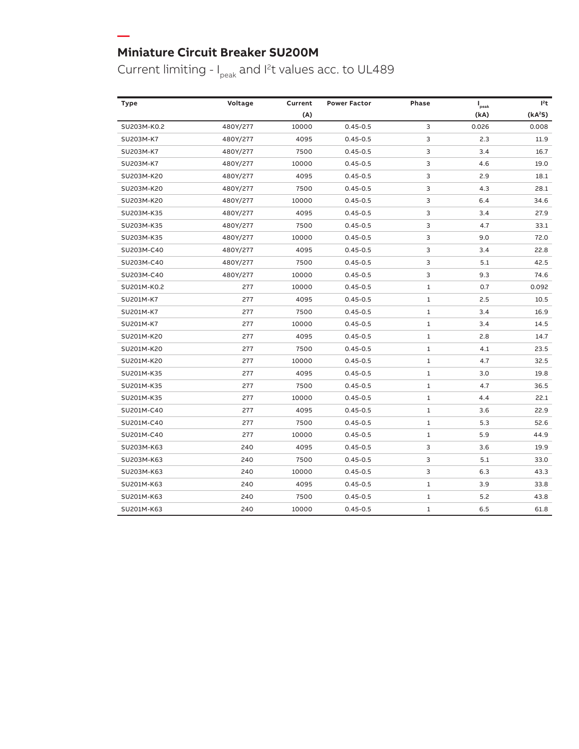# Miniature Circuit Breaker SU200M

## Current limiting - $I_{peak}$ and $I^2t$ values acc. to UL489

| Type | Voltage | Current (A) | Power Factor | Phase | $I_{peak}$ (kA) | $I^2t$ ($kA^2S$) |
|---|---|---|---|---|---|---|
| SU203M-K0.2 | 480Y/277 | 10000 | 0.45-0.5 | 3 | 0.026 | 0.008 |
| SU203M-K7 | 480Y/277 | 4095 | 0.45-0.5 | 3 | 2.3 | 11.9 |
| SU203M-K7 | 480Y/277 | 7500 | 0.45-0.5 | 3 | 3.4 | 16.7 |
| SU203M-K7 | 480Y/277 | 10000 | 0.45-0.5 | 3 | 4.6 | 19.0 |
| SU203M-K20 | 480Y/277 | 4095 | 0.45-0.5 | 3 | 2.9 | 18.1 |
| SU203M-K20 | 480Y/277 | 7500 | 0.45-0.5 | 3 | 4.3 | 28.1 |
| SU203M-K20 | 480Y/277 | 10000 | 0.45-0.5 | 3 | 6.4 | 34.6 |
| SU203M-K35 | 480Y/277 | 4095 | 0.45-0.5 | 3 | 3.4 | 27.9 |
| SU203M-K35 | 480Y/277 | 7500 | 0.45-0.5 | 3 | 4.7 | 33.1 |
| SU203M-K35 | 480Y/277 | 10000 | 0.45-0.5 | 3 | 9.0 | 72.0 |
| SU203M-C40 | 480Y/277 | 4095 | 0.45-0.5 | 3 | 3.4 | 22.8 |
| SU203M-C40 | 480Y/277 | 7500 | 0.45-0.5 | 3 | 5.1 | 42.5 |
| SU203M-C40 | 480Y/277 | 10000 | 0.45-0.5 | 3 | 9.3 | 74.6 |
| SU201M-K0.2 | 277 | 10000 | 0.45-0.5 | 1 | 0.7 | 0.092 |
| SU201M-K7 | 277 | 4095 | 0.45-0.5 | 1 | 2.5 | 10.5 |
| SU201M-K7 | 277 | 7500 | 0.45-0.5 | 1 | 3.4 | 16.9 |
| SU201M-K7 | 277 | 10000 | 0.45-0.5 | 1 | 3.4 | 14.5 |
| SU201M-K20 | 277 | 4095 | 0.45-0.5 | 1 | 2.8 | 14.7 |
| SU201M-K20 | 277 | 7500 | 0.45-0.5 | 1 | 4.1 | 23.5 |
| SU201M-K20 | 277 | 10000 | 0.45-0.5 | 1 | 4.7 | 32.5 |
| SU201M-K35 | 277 | 4095 | 0.45-0.5 | 1 | 3.0 | 19.8 |
| SU201M-K35 | 277 | 7500 | 0.45-0.5 | 1 | 4.7 | 36.5 |
| SU201M-K35 | 277 | 10000 | 0.45-0.5 | 1 | 4.4 | 22.1 |
| SU201M-C40 | 277 | 4095 | 0.45-0.5 | 1 | 3.6 | 22.9 |
| SU201M-C40 | 277 | 7500 | 0.45-0.5 | 1 | 5.3 | 52.6 |
| SU201M-C40 | 277 | 10000 | 0.45-0.5 | 1 | 5.9 | 44.9 |
| SU203M-K63 | 240 | 4095 | 0.45-0.5 | 3 | 3.6 | 19.9 |
| SU203M-K63 | 240 | 7500 | 0.45-0.5 | 3 | 5.1 | 33.0 |
| SU203M-K63 | 240 | 10000 | 0.45-0.5 | 3 | 6.3 | 43.3 |
| SU201M-K63 | 240 | 4095 | 0.45-0.5 | 1 | 3.9 | 33.8 |
| SU201M-K63 | 240 | 7500 | 0.45-0.5 | 1 | 5.2 | 43.8 |
| SU201M-K63 | 240 | 10000 | 0.45-0.5 | 1 | 6.5 | 61.8 |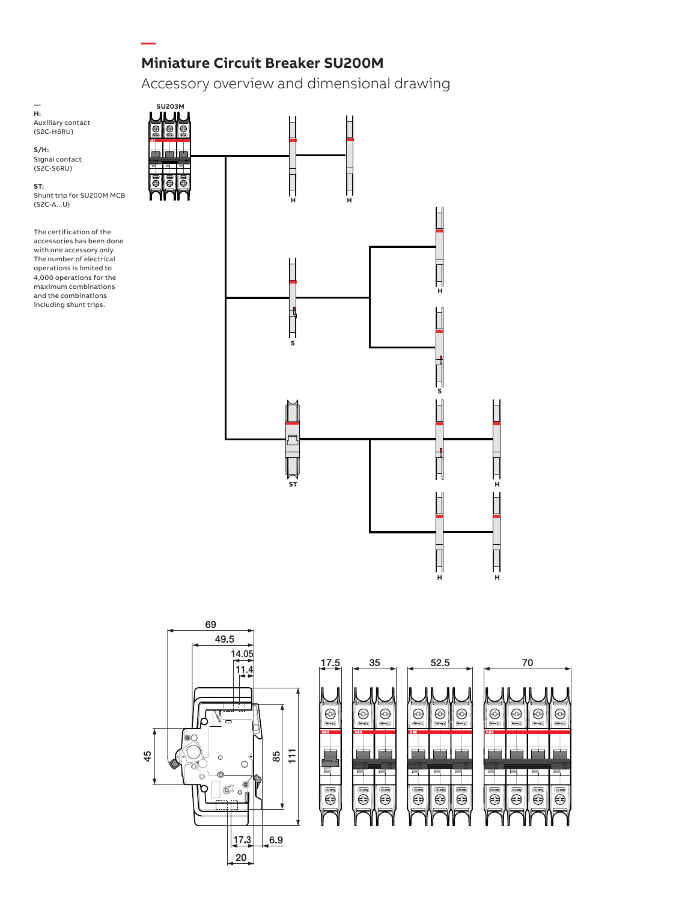# Miniature Circuit Breaker SU200M

## Accessory overview and dimensional drawing

**H:**
Auxiliary contact
(S2C-H6RU)

**S/H:**
Signal contact
(S2C-S6RU)

**ST:**
Shunt trip for SU200M MCB
(S2C-A...U)

The certification of the accessories has been done with one accessory only. The number of electrical operations is limited to 4,000 operations for the maximum combinations and the combinations including shunt trips.

SU203M

H H

H

S

S

ST H H

H H

69
49.5
14.05
11.4
45
85
111
17.3
6.9
20

17.5 35 52.5 70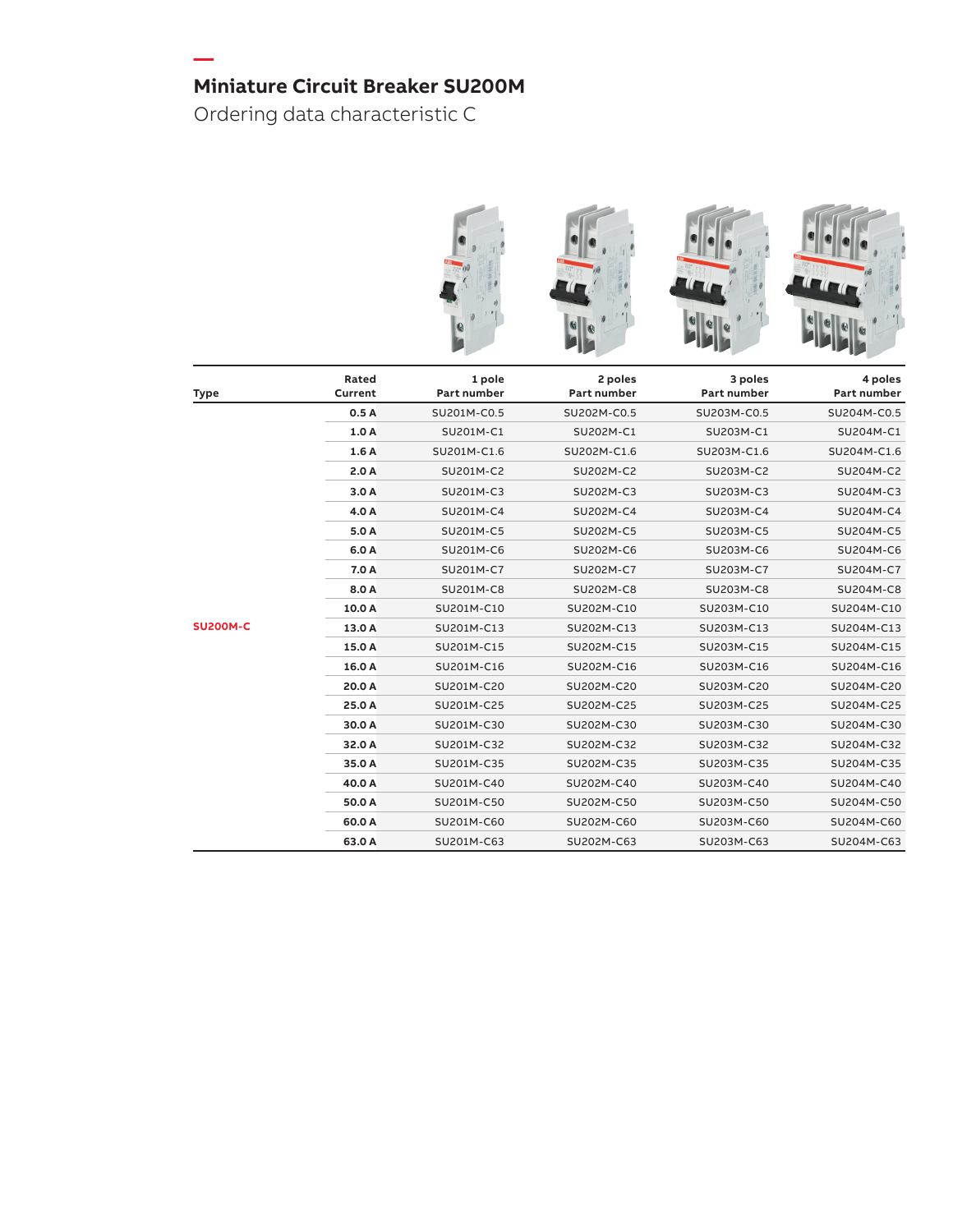# Miniature Circuit Breaker SU200M

Ordering data characteristic C

| Type | Rated Current | 1 pole Part number | 2 poles Part number | 3 poles Part number | 4 poles Part number |
|---|---|---|---|---|---|
| SU200M-C | **0.5 A** | SU201M-C0.5 | SU202M-C0.5 | SU203M-C0.5 | SU204M-C0.5 |
| | **1.0 A** | SU201M-C1 | SU202M-C1 | SU203M-C1 | SU204M-C1 |
| | **1.6 A** | SU201M-C1.6 | SU202M-C1.6 | SU203M-C1.6 | SU204M-C1.6 |
| | **2.0 A** | SU201M-C2 | SU202M-C2 | SU203M-C2 | SU204M-C2 |
| | **3.0 A** | SU201M-C3 | SU202M-C3 | SU203M-C3 | SU204M-C3 |
| | **4.0 A** | SU201M-C4 | SU202M-C4 | SU203M-C4 | SU204M-C4 |
| | **5.0 A** | SU201M-C5 | SU202M-C5 | SU203M-C5 | SU204M-C5 |
| | **6.0 A** | SU201M-C6 | SU202M-C6 | SU203M-C6 | SU204M-C6 |
| | **7.0 A** | SU201M-C7 | SU202M-C7 | SU203M-C7 | SU204M-C7 |
| | **8.0 A** | SU201M-C8 | SU202M-C8 | SU203M-C8 | SU204M-C8 |
| | **10.0 A** | SU201M-C10 | SU202M-C10 | SU203M-C10 | SU204M-C10 |
| | **13.0 A** | SU201M-C13 | SU202M-C13 | SU203M-C13 | SU204M-C13 |
| | **15.0 A** | SU201M-C15 | SU202M-C15 | SU203M-C15 | SU204M-C15 |
| | **16.0 A** | SU201M-C16 | SU202M-C16 | SU203M-C16 | SU204M-C16 |
| | **20.0 A** | SU201M-C20 | SU202M-C20 | SU203M-C20 | SU204M-C20 |
| | **25.0 A** | SU201M-C25 | SU202M-C25 | SU203M-C25 | SU204M-C25 |
| | **30.0 A** | SU201M-C30 | SU202M-C30 | SU203M-C30 | SU204M-C30 |
| | **32.0 A** | SU201M-C32 | SU202M-C32 | SU203M-C32 | SU204M-C32 |
| | **35.0 A** | SU201M-C35 | SU202M-C35 | SU203M-C35 | SU204M-C35 |
| | **40.0 A** | SU201M-C40 | SU202M-C40 | SU203M-C40 | SU204M-C40 |
| | **50.0 A** | SU201M-C50 | SU202M-C50 | SU203M-C50 | SU204M-C50 |
| | **60.0 A** | SU201M-C60 | SU202M-C60 | SU203M-C60 | SU204M-C60 |
| | **63.0 A** | SU201M-C63 | SU202M-C63 | SU203M-C63 | SU204M-C63 |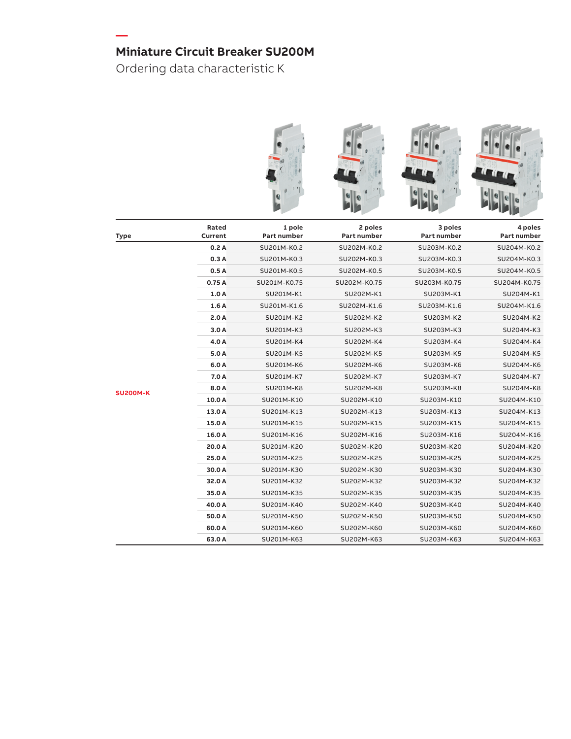## Miniature Circuit Breaker SU200M

Ordering data characteristic K

| Type | Rated Current | 1 pole Part number | 2 poles Part number | 3 poles Part number | 4 poles Part number |
|---|---|---|---|---|---|
| SU200M-K | 0.2 A | SU201M-K0.2 | SU202M-K0.2 | SU203M-K0.2 | SU204M-K0.2 |
| | 0.3 A | SU201M-K0.3 | SU202M-K0.3 | SU203M-K0.3 | SU204M-K0.3 |
| | 0.5 A | SU201M-K0.5 | SU202M-K0.5 | SU203M-K0.5 | SU204M-K0.5 |
| | 0.75 A | SU201M-K0.75 | SU202M-K0.75 | SU203M-K0.75 | SU204M-K0.75 |
| | 1.0 A | SU201M-K1 | SU202M-K1 | SU203M-K1 | SU204M-K1 |
| | 1.6 A | SU201M-K1.6 | SU202M-K1.6 | SU203M-K1.6 | SU204M-K1.6 |
| | 2.0 A | SU201M-K2 | SU202M-K2 | SU203M-K2 | SU204M-K2 |
| | 3.0 A | SU201M-K3 | SU202M-K3 | SU203M-K3 | SU204M-K3 |
| | 4.0 A | SU201M-K4 | SU202M-K4 | SU203M-K4 | SU204M-K4 |
| | 5.0 A | SU201M-K5 | SU202M-K5 | SU203M-K5 | SU204M-K5 |
| | 6.0 A | SU201M-K6 | SU202M-K6 | SU203M-K6 | SU204M-K6 |
| | 7.0 A | SU201M-K7 | SU202M-K7 | SU203M-K7 | SU204M-K7 |
| | 8.0 A | SU201M-K8 | SU202M-K8 | SU203M-K8 | SU204M-K8 |
| | 10.0 A | SU201M-K10 | SU202M-K10 | SU203M-K10 | SU204M-K10 |
| | 13.0 A | SU201M-K13 | SU202M-K13 | SU203M-K13 | SU204M-K13 |
| | 15.0 A | SU201M-K15 | SU202M-K15 | SU203M-K15 | SU204M-K15 |
| | 16.0 A | SU201M-K16 | SU202M-K16 | SU203M-K16 | SU204M-K16 |
| | 20.0 A | SU201M-K20 | SU202M-K20 | SU203M-K20 | SU204M-K20 |
| | 25.0 A | SU201M-K25 | SU202M-K25 | SU203M-K25 | SU204M-K25 |
| | 30.0 A | SU201M-K30 | SU202M-K30 | SU203M-K30 | SU204M-K30 |
| | 32.0 A | SU201M-K32 | SU202M-K32 | SU203M-K32 | SU204M-K32 |
| | 35.0 A | SU201M-K35 | SU202M-K35 | SU203M-K35 | SU204M-K35 |
| | 40.0 A | SU201M-K40 | SU202M-K40 | SU203M-K40 | SU204M-K40 |
| | 50.0 A | SU201M-K50 | SU202M-K50 | SU203M-K50 | SU204M-K50 |
| | 60.0 A | SU201M-K60 | SU202M-K60 | SU203M-K60 | SU204M-K60 |
| | 63.0 A | SU201M-K63 | SU202M-K63 | SU203M-K63 | SU204M-K63 |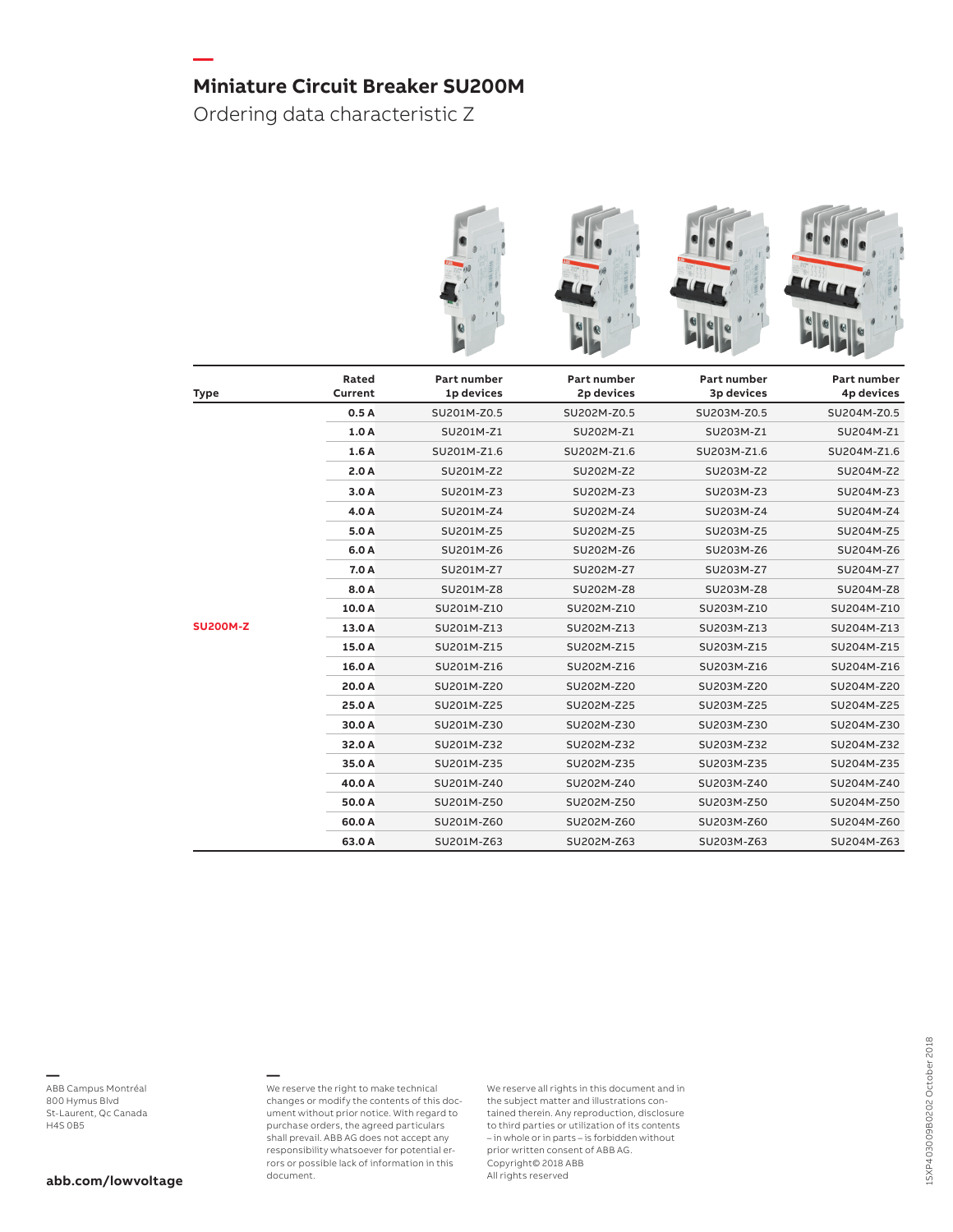## Miniature Circuit Breaker SU200M

Ordering data characteristic Z

| Type | Rated Current | Part number 1p devices | Part number 2p devices | Part number 3p devices | Part number 4p devices |
|---|---|---|---|---|---|
| | **0.5 A** | SU201M-Z0.5 | SU202M-Z0.5 | SU203M-Z0.5 | SU204M-Z0.5 |
| | **1.0 A** | SU201M-Z1 | SU202M-Z1 | SU203M-Z1 | SU204M-Z1 |
| | **1.6 A** | SU201M-Z1.6 | SU202M-Z1.6 | SU203M-Z1.6 | SU204M-Z1.6 |
| | **2.0 A** | SU201M-Z2 | SU202M-Z2 | SU203M-Z2 | SU204M-Z2 |
| | **3.0 A** | SU201M-Z3 | SU202M-Z3 | SU203M-Z3 | SU204M-Z3 |
| | **4.0 A** | SU201M-Z4 | SU202M-Z4 | SU203M-Z4 | SU204M-Z4 |
| | **5.0 A** | SU201M-Z5 | SU202M-Z5 | SU203M-Z5 | SU204M-Z5 |
| | **6.0 A** | SU201M-Z6 | SU202M-Z6 | SU203M-Z6 | SU204M-Z6 |
| | **7.0 A** | SU201M-Z7 | SU202M-Z7 | SU203M-Z7 | SU204M-Z7 |
| | **8.0 A** | SU201M-Z8 | SU202M-Z8 | SU203M-Z8 | SU204M-Z8 |
| | **10.0 A** | SU201M-Z10 | SU202M-Z10 | SU203M-Z10 | SU204M-Z10 |
| **SU200M-Z** | **13.0 A** | SU201M-Z13 | SU202M-Z13 | SU203M-Z13 | SU204M-Z13 |
| | **15.0 A** | SU201M-Z15 | SU202M-Z15 | SU203M-Z15 | SU204M-Z15 |
| | **16.0 A** | SU201M-Z16 | SU202M-Z16 | SU203M-Z16 | SU204M-Z16 |
| | **20.0 A** | SU201M-Z20 | SU202M-Z20 | SU203M-Z20 | SU204M-Z20 |
| | **25.0 A** | SU201M-Z25 | SU202M-Z25 | SU203M-Z25 | SU204M-Z25 |
| | **30.0 A** | SU201M-Z30 | SU202M-Z30 | SU203M-Z30 | SU204M-Z30 |
| | **32.0 A** | SU201M-Z32 | SU202M-Z32 | SU203M-Z32 | SU204M-Z32 |
| | **35.0 A** | SU201M-Z35 | SU202M-Z35 | SU203M-Z35 | SU204M-Z35 |
| | **40.0 A** | SU201M-Z40 | SU202M-Z40 | SU203M-Z40 | SU204M-Z40 |
| | **50.0 A** | SU201M-Z50 | SU202M-Z50 | SU203M-Z50 | SU204M-Z50 |
| | **60.0 A** | SU201M-Z60 | SU202M-Z60 | SU203M-Z60 | SU204M-Z60 |
| | **63.0 A** | SU201M-Z63 | SU202M-Z63 | SU203M-Z63 | SU204M-Z63 |

ABB Campus Montréal
800 Hymus Blvd
St-Laurent, Qc Canada
H4S 0B5

**abb.com/lowvoltage**

We reserve the right to make technical changes or modify the contents of this document without prior notice. With regard to purchase orders, the agreed particulars shall prevail. ABB AG does not accept any responsibility whatsoever for potential errors or possible lack of information in this document.

We reserve all rights in this document and in the subject matter and illustrations contained therein. Any reproduction, disclosure to third parties or utilization of its contents – in whole or in parts – is forbidden without prior written consent of ABB AG.
Copyright© 2018 ABB
All rights reserved

1SXP430009B0202 October 2018